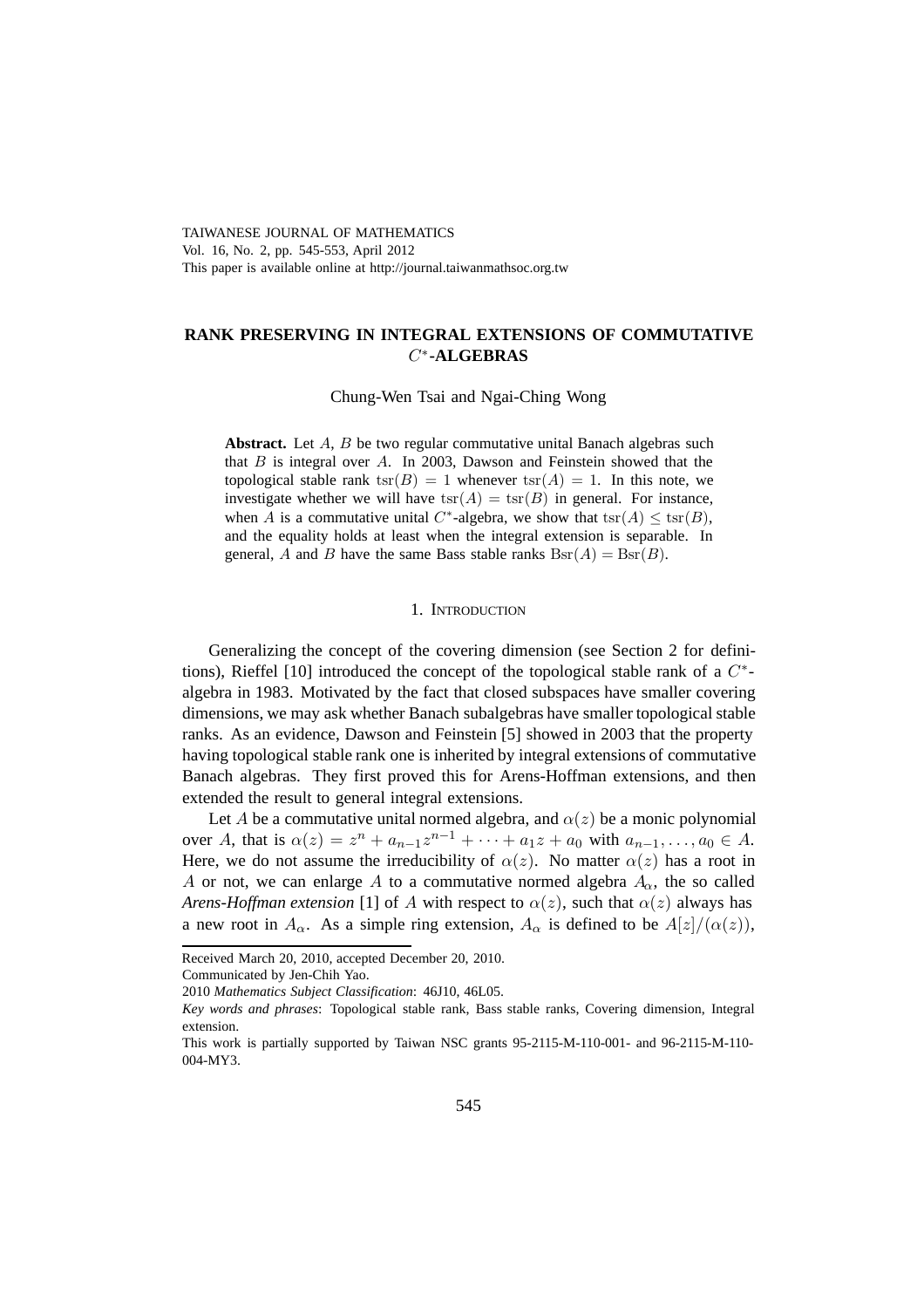# RANK PRESERVING IN INTEGRAL EXTENSIONS OF COMMUTATIVE $C^*$-ALGEBRAS

Chung-Wen Tsai and Ngai-Ching Wong

**Abstract.** Let $A$, $B$ be two regular commutative unital Banach algebras such that $B$ is integral over $A$. In 2003, Dawson and Feinstein showed that the topological stable rank $\operatorname{tsr}(B) = 1$ whenever $\operatorname{tsr}(A) = 1$. In this note, we investigate whether we will have $\operatorname{tsr}(A) = \operatorname{tsr}(B)$ in general. For instance, when $A$ is a commutative unital $C^*$-algebra, we show that $\operatorname{tsr}(A) \leq \operatorname{tsr}(B)$, and the equality holds at least when the integral extension is separable. In general, $A$ and $B$ have the same Bass stable ranks $\operatorname{Bsr}(A) = \operatorname{Bsr}(B)$.

## 1. Introduction

Generalizing the concept of the covering dimension (see Section 2 for definitions), Rieffel [10] introduced the concept of the topological stable rank of a $C^*$-algebra in 1983. Motivated by the fact that closed subspaces have smaller covering dimensions, we may ask whether Banach subalgebras have smaller topological stable ranks. As an evidence, Dawson and Feinstein [5] showed in 2003 that the property having topological stable rank one is inherited by integral extensions of commutative Banach algebras. They first proved this for Arens-Hoffman extensions, and then extended the result to general integral extensions.

Let $A$ be a commutative unital normed algebra, and $\alpha(z)$ be a monic polynomial over $A$, that is $\alpha(z) = z^n + a_{n-1}z^{n-1} + \cdots + a_1 z + a_0$ with $a_{n-1}, \ldots, a_0 \in A$. Here, we do not assume the irreducibility of $\alpha(z)$. No matter $\alpha(z)$ has a root in $A$ or not, we can enlarge $A$ to a commutative normed algebra $A_\alpha$, the so called *Arens-Hoffman extension* [1] of $A$ with respect to $\alpha(z)$, such that $\alpha(z)$ always has a new root in $A_\alpha$. As a simple ring extension, $A_\alpha$ is defined to be $A[z]/(\alpha(z))$,

Received March 20, 2010, accepted December 20, 2010.

Communicated by Jen-Chih Yao.

2010 *Mathematics Subject Classification*: 46J10, 46L05.

*Key words and phrases*: Topological stable rank, Bass stable ranks, Covering dimension, Integral extension.

This work is partially supported by Taiwan NSC grants 95-2115-M-110-001- and 96-2115-M-110-004-MY3.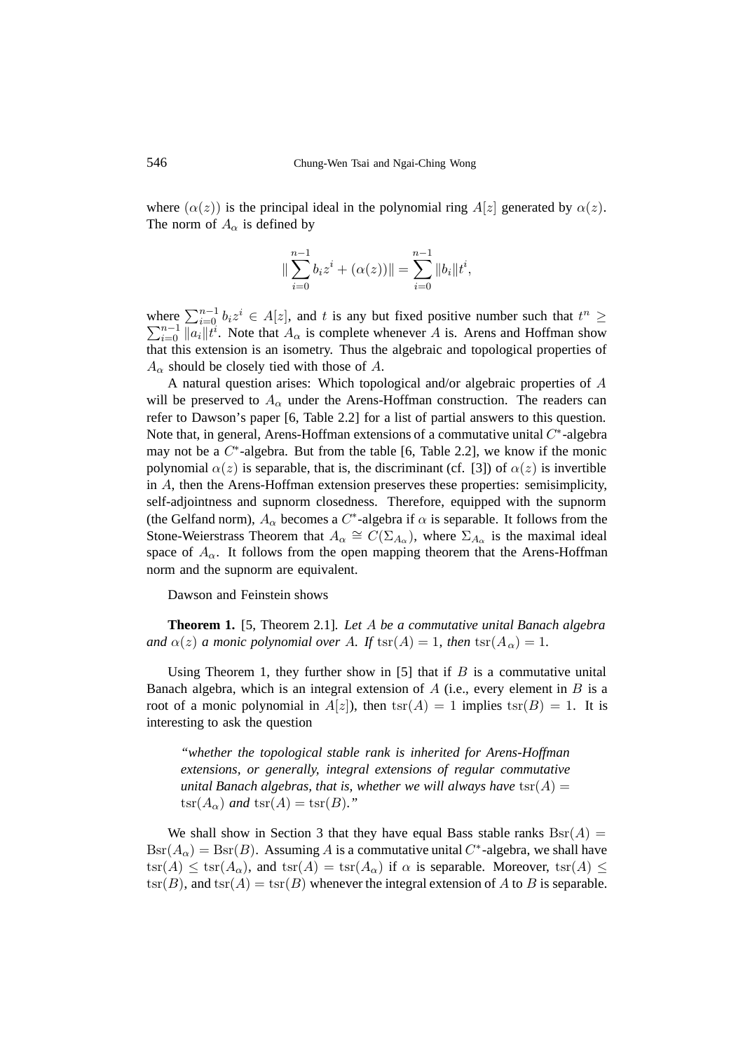where $(\alpha(z))$ is the principal ideal in the polynomial ring $A[z]$ generated by $\alpha(z)$. The norm of $A_\alpha$ is defined by

$$\|\sum_{i=0}^{n-1} b_i z^i + (\alpha(z))\| = \sum_{i=0}^{n-1} \|b_i\| t^i,$$

where $\sum_{i=0}^{n-1} b_i z^i \in A[z]$, and $t$ is any but fixed positive number such that $t^n \geq \sum_{i=0}^{n-1} \|a_i\| t^i$. Note that $A_\alpha$ is complete whenever $A$ is. Arens and Hoffman show that this extension is an isometry. Thus the algebraic and topological properties of $A_\alpha$ should be closely tied with those of $A$.

A natural question arises: Which topological and/or algebraic properties of $A$ will be preserved to $A_\alpha$ under the Arens-Hoffman construction. The readers can refer to Dawson's paper [6, Table 2.2] for a list of partial answers to this question. Note that, in general, Arens-Hoffman extensions of a commutative unital $C^*$-algebra may not be a $C^*$-algebra. But from the table [6, Table 2.2], we know if the monic polynomial $\alpha(z)$ is separable, that is, the discriminant (cf. [3]) of $\alpha(z)$ is invertible in $A$, then the Arens-Hoffman extension preserves these properties: semisimplicity, self-adjointness and supnorm closedness. Therefore, equipped with the supnorm (the Gelfand norm), $A_\alpha$ becomes a $C^*$-algebra if $\alpha$ is separable. It follows from the Stone-Weierstrass Theorem that $A_\alpha \cong C(\Sigma_{A_\alpha})$, where $\Sigma_{A_\alpha}$ is the maximal ideal space of $A_\alpha$. It follows from the open mapping theorem that the Arens-Hoffman norm and the supnorm are equivalent.

Dawson and Feinstein shows

**Theorem 1.** [5, Theorem 2.1]. *Let $A$ be a commutative unital Banach algebra and $\alpha(z)$ a monic polynomial over $A$. If $\operatorname{tsr}(A) = 1$, then $\operatorname{tsr}(A_\alpha) = 1$.*

Using Theorem 1, they further show in [5] that if $B$ is a commutative unital Banach algebra, which is an integral extension of $A$ (i.e., every element in $B$ is a root of a monic polynomial in $A[z]$), then $\operatorname{tsr}(A) = 1$ implies $\operatorname{tsr}(B) = 1$. It is interesting to ask the question

> *"whether the topological stable rank is inherited for Arens-Hoffman extensions, or generally, integral extensions of regular commutative unital Banach algebras, that is, whether we will always have $\operatorname{tsr}(A) = \operatorname{tsr}(A_\alpha)$ and $\operatorname{tsr}(A) = \operatorname{tsr}(B)$."*

We shall show in Section 3 that they have equal Bass stable ranks $\operatorname{Bsr}(A) = \operatorname{Bsr}(A_\alpha) = \operatorname{Bsr}(B)$. Assuming $A$ is a commutative unital $C^*$-algebra, we shall have $\operatorname{tsr}(A) \leq \operatorname{tsr}(A_\alpha)$, and $\operatorname{tsr}(A) = \operatorname{tsr}(A_\alpha)$ if $\alpha$ is separable. Moreover, $\operatorname{tsr}(A) \leq \operatorname{tsr}(B)$, and $\operatorname{tsr}(A) = \operatorname{tsr}(B)$ whenever the integral extension of $A$ to $B$ is separable.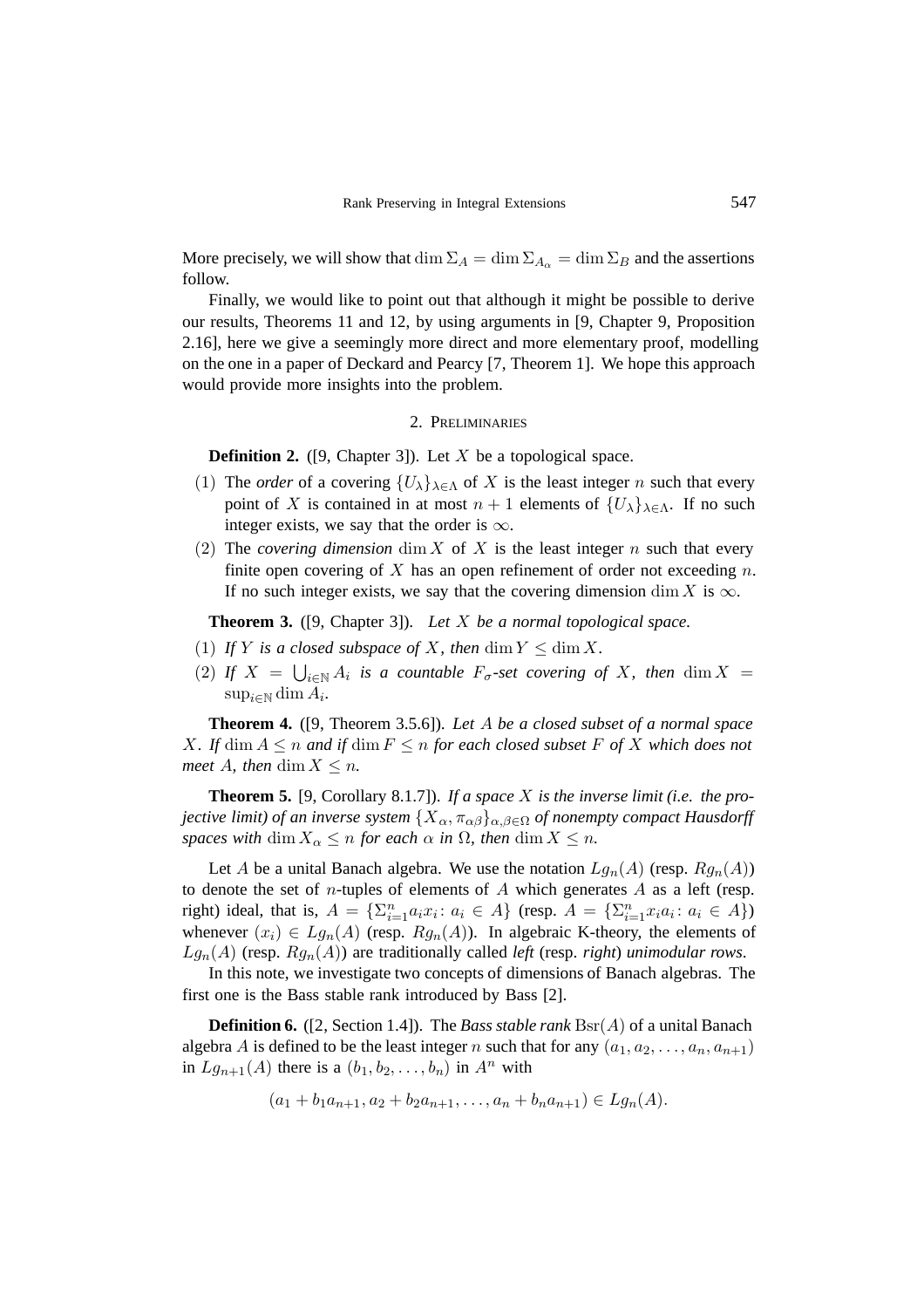More precisely, we will show that $\dim \Sigma_A = \dim \Sigma_{A_\alpha} = \dim \Sigma_B$ and the assertions follow.

Finally, we would like to point out that although it might be possible to derive our results, Theorems 11 and 12, by using arguments in [9, Chapter 9, Proposition 2.16], here we give a seemingly more direct and more elementary proof, modelling on the one in a paper of Deckard and Pearcy [7, Theorem 1]. We hope this approach would provide more insights into the problem.

## 2. Preliminaries

**Definition 2.** ([9, Chapter 3]). Let $X$ be a topological space.

(1) The *order* of a covering $\{U_\lambda\}_{\lambda\in\Lambda}$ of $X$ is the least integer $n$ such that every point of $X$ is contained in at most $n+1$ elements of $\{U_\lambda\}_{\lambda\in\Lambda}$. If no such integer exists, we say that the order is $\infty$.

(2) The *covering dimension* $\dim X$ of $X$ is the least integer $n$ such that every finite open covering of $X$ has an open refinement of order not exceeding $n$. If no such integer exists, we say that the covering dimension $\dim X$ is $\infty$.

**Theorem 3.** ([9, Chapter 3]). *Let $X$ be a normal topological space.*

(1) *If $Y$ is a closed subspace of $X$, then $\dim Y \leq \dim X$.*

(2) *If $X = \bigcup_{i\in\mathbb{N}} A_i$ is a countable $F_\sigma$-set covering of $X$, then $\dim X = \sup_{i\in\mathbb{N}} \dim A_i$.*

**Theorem 4.** ([9, Theorem 3.5.6]). *Let $A$ be a closed subset of a normal space $X$. If $\dim A \leq n$ and if $\dim F \leq n$ for each closed subset $F$ of $X$ which does not meet $A$, then $\dim X \leq n$.*

**Theorem 5.** [9, Corollary 8.1.7]). *If a space $X$ is the inverse limit (i.e. the projective limit) of an inverse system $\{X_\alpha, \pi_{\alpha\beta}\}_{\alpha,\beta\in\Omega}$ of nonempty compact Hausdorff spaces with $\dim X_\alpha \leq n$ for each $\alpha$ in $\Omega$, then $\dim X \leq n$.*

Let $A$ be a unital Banach algebra. We use the notation $Lg_n(A)$ (resp. $Rg_n(A)$) to denote the set of $n$-tuples of elements of $A$ which generates $A$ as a left (resp. right) ideal, that is, $A = \{\Sigma_{i=1}^n a_i x_i : a_i \in A\}$ (resp. $A = \{\Sigma_{i=1}^n x_i a_i : a_i \in A\}$) whenever $(x_i) \in Lg_n(A)$ (resp. $Rg_n(A)$). In algebraic K-theory, the elements of $Lg_n(A)$ (resp. $Rg_n(A)$) are traditionally called *left* (resp. *right*) *unimodular rows*.

In this note, we investigate two concepts of dimensions of Banach algebras. The first one is the Bass stable rank introduced by Bass [2].

**Definition 6.** ([2, Section 1.4]). The *Bass stable rank* $\mathrm{Bsr}(A)$ of a unital Banach algebra $A$ is defined to be the least integer $n$ such that for any $(a_1, a_2, \ldots, a_n, a_{n+1})$ in $Lg_{n+1}(A)$ there is a $(b_1, b_2, \ldots, b_n)$ in $A^n$ with

$$(a_1 + b_1 a_{n+1}, a_2 + b_2 a_{n+1}, \ldots, a_n + b_n a_{n+1}) \in Lg_n(A).$$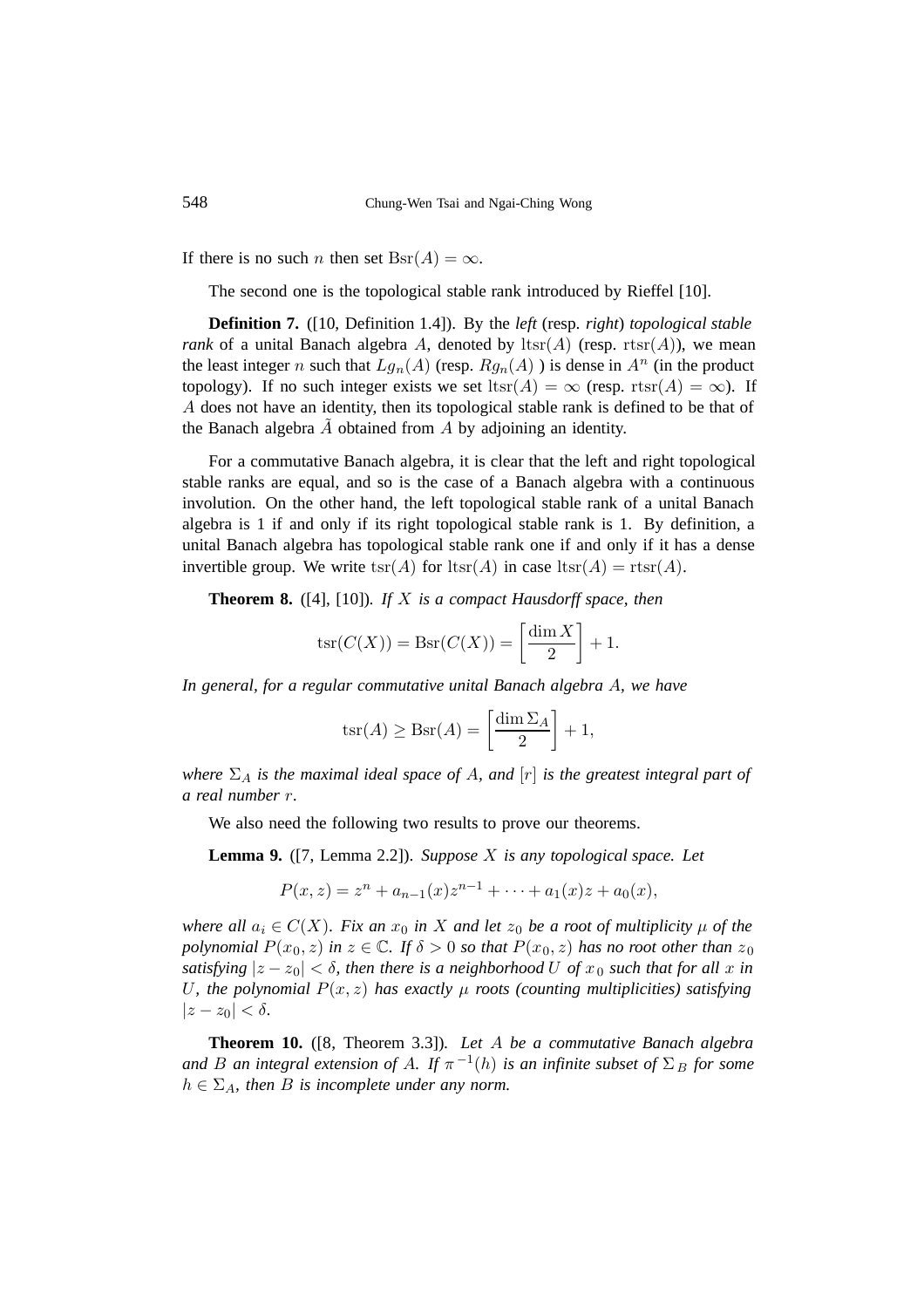If there is no such $n$ then set $\mathrm{Bsr}(A) = \infty$.

The second one is the topological stable rank introduced by Rieffel [10].

**Definition 7.** ([10, Definition 1.4]). By the *left* (resp. *right*) *topological stable rank* of a unital Banach algebra $A$, denoted by $\mathrm{ltsr}(A)$ (resp. $\mathrm{rtsr}(A)$), we mean the least integer $n$ such that $Lg_n(A)$ (resp. $Rg_n(A)$ ) is dense in $A^n$ (in the product topology). If no such integer exists we set $\mathrm{ltsr}(A) = \infty$ (resp. $\mathrm{rtsr}(A) = \infty$). If $A$ does not have an identity, then its topological stable rank is defined to be that of the Banach algebra $\tilde{A}$ obtained from $A$ by adjoining an identity.

For a commutative Banach algebra, it is clear that the left and right topological stable ranks are equal, and so is the case of a Banach algebra with a continuous involution. On the other hand, the left topological stable rank of a unital Banach algebra is 1 if and only if its right topological stable rank is 1. By definition, a unital Banach algebra has topological stable rank one if and only if it has a dense invertible group. We write $\mathrm{tsr}(A)$ for $\mathrm{ltsr}(A)$ in case $\mathrm{ltsr}(A) = \mathrm{rtsr}(A)$.

**Theorem 8.** ([4], [10]). *If $X$ is a compact Hausdorff space, then*

$$\mathrm{tsr}(C(X)) = \mathrm{Bsr}(C(X)) = \left[\frac{\dim X}{2}\right] + 1.$$

*In general, for a regular commutative unital Banach algebra $A$, we have*

$$\mathrm{tsr}(A) \geq \mathrm{Bsr}(A) = \left[\frac{\dim \Sigma_A}{2}\right] + 1,$$

*where $\Sigma_A$ is the maximal ideal space of $A$, and $[r]$ is the greatest integral part of a real number $r$.*

We also need the following two results to prove our theorems.

**Lemma 9.** ([7, Lemma 2.2]). *Suppose $X$ is any topological space. Let*

$$P(x, z) = z^n + a_{n-1}(x)z^{n-1} + \cdots + a_1(x)z + a_0(x),$$

*where all $a_i \in C(X)$. Fix an $x_0$ in $X$ and let $z_0$ be a root of multiplicity $\mu$ of the polynomial $P(x_0, z)$ in $z \in \mathbb{C}$. If $\delta > 0$ so that $P(x_0, z)$ has no root other than $z_0$ satisfying $|z - z_0| < \delta$, then there is a neighborhood $U$ of $x_0$ such that for all $x$ in $U$, the polynomial $P(x, z)$ has exactly $\mu$ roots (counting multiplicities) satisfying $|z - z_0| < \delta$.*

**Theorem 10.** ([8, Theorem 3.3]). *Let $A$ be a commutative Banach algebra and $B$ an integral extension of $A$. If $\pi^{-1}(h)$ is an infinite subset of $\Sigma_B$ for some $h \in \Sigma_A$, then $B$ is incomplete under any norm.*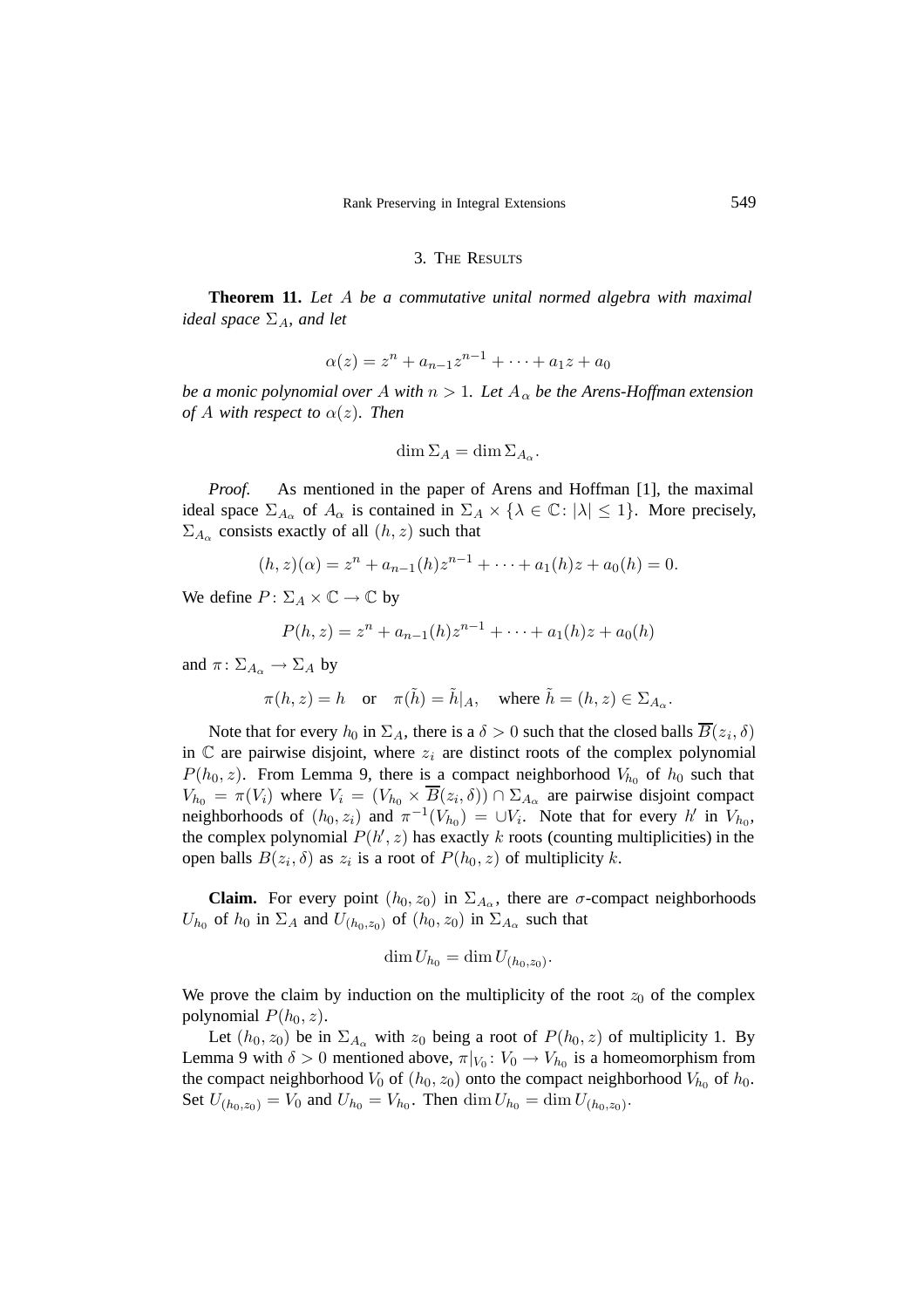## 3. The Results

**Theorem 11.** *Let $A$ be a commutative unital normed algebra with maximal ideal space $\Sigma_A$, and let*

$$\alpha(z) = z^n + a_{n-1}z^{n-1} + \cdots + a_1 z + a_0$$

*be a monic polynomial over $A$ with $n > 1$. Let $A_\alpha$ be the Arens-Hoffman extension of $A$ with respect to $\alpha(z)$. Then*

$$\dim \Sigma_A = \dim \Sigma_{A_\alpha}.$$

*Proof.* As mentioned in the paper of Arens and Hoffman [1], the maximal ideal space $\Sigma_{A_\alpha}$ of $A_\alpha$ is contained in $\Sigma_A \times \{\lambda \in \mathbb{C} : |\lambda| \leq 1\}$. More precisely, $\Sigma_{A_\alpha}$ consists exactly of all $(h, z)$ such that

$$(h, z)(\alpha) = z^n + a_{n-1}(h)z^{n-1} + \cdots + a_1(h)z + a_0(h) = 0.$$

We define $P \colon \Sigma_A \times \mathbb{C} \to \mathbb{C}$ by

$$P(h, z) = z^n + a_{n-1}(h)z^{n-1} + \cdots + a_1(h)z + a_0(h)$$

and $\pi \colon \Sigma_{A_\alpha} \to \Sigma_A$ by

$$\pi(h, z) = h \quad \text{or} \quad \pi(\tilde{h}) = \tilde{h}|_A, \quad \text{where } \tilde{h} = (h, z) \in \Sigma_{A_\alpha}.$$

Note that for every $h_0$ in $\Sigma_A$, there is a $\delta > 0$ such that the closed balls $\overline{B}(z_i, \delta)$ in $\mathbb{C}$ are pairwise disjoint, where $z_i$ are distinct roots of the complex polynomial $P(h_0, z)$. From Lemma 9, there is a compact neighborhood $V_{h_0}$ of $h_0$ such that $V_{h_0} = \pi(V_i)$ where $V_i = (V_{h_0} \times \overline{B}(z_i, \delta)) \cap \Sigma_{A_\alpha}$ are pairwise disjoint compact neighborhoods of $(h_0, z_i)$ and $\pi^{-1}(V_{h_0}) = \cup V_i$. Note that for every $h'$ in $V_{h_0}$, the complex polynomial $P(h', z)$ has exactly $k$ roots (counting multiplicities) in the open balls $B(z_i, \delta)$ as $z_i$ is a root of $P(h_0, z)$ of multiplicity $k$.

**Claim.** For every point $(h_0, z_0)$ in $\Sigma_{A_\alpha}$, there are $\sigma$-compact neighborhoods $U_{h_0}$ of $h_0$ in $\Sigma_A$ and $U_{(h_0,z_0)}$ of $(h_0, z_0)$ in $\Sigma_{A_\alpha}$ such that

$$\dim U_{h_0} = \dim U_{(h_0,z_0)}.$$

We prove the claim by induction on the multiplicity of the root $z_0$ of the complex polynomial $P(h_0, z)$.

Let $(h_0, z_0)$ be in $\Sigma_{A_\alpha}$ with $z_0$ being a root of $P(h_0, z)$ of multiplicity 1. By Lemma 9 with $\delta > 0$ mentioned above, $\pi|_{V_0} \colon V_0 \to V_{h_0}$ is a homeomorphism from the compact neighborhood $V_0$ of $(h_0, z_0)$ onto the compact neighborhood $V_{h_0}$ of $h_0$. Set $U_{(h_0,z_0)} = V_0$ and $U_{h_0} = V_{h_0}$. Then $\dim U_{h_0} = \dim U_{(h_0,z_0)}$.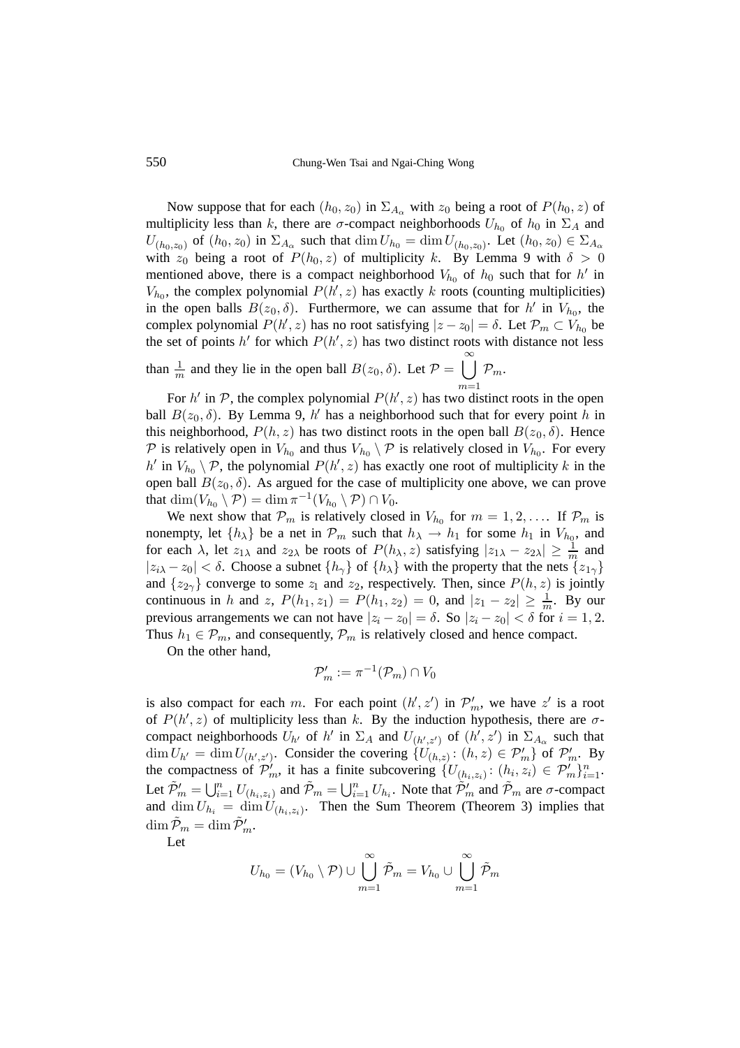Now suppose that for each $(h_0, z_0)$ in $\Sigma_{A_\alpha}$ with $z_0$ being a root of $P(h_0, z)$ of multiplicity less than $k$, there are $\sigma$-compact neighborhoods $U_{h_0}$ of $h_0$ in $\Sigma_A$ and $U_{(h_0,z_0)}$ of $(h_0, z_0)$ in $\Sigma_{A_\alpha}$ such that $\dim U_{h_0} = \dim U_{(h_0,z_0)}$. Let $(h_0, z_0) \in \Sigma_{A_\alpha}$ with $z_0$ being a root of $P(h_0, z)$ of multiplicity $k$. By Lemma 9 with $\delta > 0$ mentioned above, there is a compact neighborhood $V_{h_0}$ of $h_0$ such that for $h'$ in $V_{h_0}$, the complex polynomial $P(h', z)$ has exactly $k$ roots (counting multiplicities) in the open balls $B(z_0, \delta)$. Furthermore, we can assume that for $h'$ in $V_{h_0}$, the complex polynomial $P(h', z)$ has no root satisfying $|z - z_0| = \delta$. Let $\mathcal{P}_m \subset V_{h_0}$ be the set of points $h'$ for which $P(h', z)$ has two distinct roots with distance not less than $\frac{1}{m}$ and they lie in the open ball $B(z_0, \delta)$. Let $\mathcal{P} = \bigcup_{m=1}^{\infty} \mathcal{P}_m$.

For $h'$ in $\mathcal{P}$, the complex polynomial $P(h', z)$ has two distinct roots in the open ball $B(z_0, \delta)$. By Lemma 9, $h'$ has a neighborhood such that for every point $h$ in this neighborhood, $P(h, z)$ has two distinct roots in the open ball $B(z_0, \delta)$. Hence $\mathcal{P}$ is relatively open in $V_{h_0}$ and thus $V_{h_0} \setminus \mathcal{P}$ is relatively closed in $V_{h_0}$. For every $h'$ in $V_{h_0} \setminus \mathcal{P}$, the polynomial $P(h', z)$ has exactly one root of multiplicity $k$ in the open ball $B(z_0, \delta)$. As argued for the case of multiplicity one above, we can prove that $\dim(V_{h_0} \setminus \mathcal{P}) = \dim \pi^{-1}(V_{h_0} \setminus \mathcal{P}) \cap V_0$.

We next show that $\mathcal{P}_m$ is relatively closed in $V_{h_0}$ for $m = 1, 2, \ldots$. If $\mathcal{P}_m$ is nonempty, let $\{h_\lambda\}$ be a net in $\mathcal{P}_m$ such that $h_\lambda \to h_1$ for some $h_1$ in $V_{h_0}$, and for each $\lambda$, let $z_{1\lambda}$ and $z_{2\lambda}$ be roots of $P(h_\lambda, z)$ satisfying $|z_{1\lambda} - z_{2\lambda}| \geq \frac{1}{m}$ and $|z_{i\lambda} - z_0| < \delta$. Choose a subnet $\{h_\gamma\}$ of $\{h_\lambda\}$ with the property that the nets $\{z_{1\gamma}\}$ and $\{z_{2\gamma}\}$ converge to some $z_1$ and $z_2$, respectively. Then, since $P(h, z)$ is jointly continuous in $h$ and $z$, $P(h_1, z_1) = P(h_1, z_2) = 0$, and $|z_1 - z_2| \geq \frac{1}{m}$. By our previous arrangements we can not have $|z_i - z_0| = \delta$. So $|z_i - z_0| < \delta$ for $i = 1, 2$. Thus $h_1 \in \mathcal{P}_m$, and consequently, $\mathcal{P}_m$ is relatively closed and hence compact.

On the other hand,

$$\mathcal{P}'_m := \pi^{-1}(\mathcal{P}_m) \cap V_0$$

is also compact for each $m$. For each point $(h', z')$ in $\mathcal{P}'_m$, we have $z'$ is a root of $P(h', z)$ of multiplicity less than $k$. By the induction hypothesis, there are $\sigma$-compact neighborhoods $U_{h'}$ of $h'$ in $\Sigma_A$ and $U_{(h',z')}$ of $(h', z')$ in $\Sigma_{A_\alpha}$ such that $\dim U_{h'} = \dim U_{(h',z')}$. Consider the covering $\{U_{(h,z)} : (h, z) \in \mathcal{P}'_m\}$ of $\mathcal{P}'_m$. By the compactness of $\mathcal{P}'_m$, it has a finite subcovering $\{U_{(h_i,z_i)} : (h_i, z_i) \in \mathcal{P}'_m\}_{i=1}^n$. Let $\tilde{\mathcal{P}}'_m = \bigcup_{i=1}^n U_{(h_i,z_i)}$ and $\tilde{\mathcal{P}}_m = \bigcup_{i=1}^n U_{h_i}$. Note that $\tilde{\mathcal{P}}'_m$ and $\tilde{\mathcal{P}}_m$ are $\sigma$-compact and $\dim U_{h_i} = \dim U_{(h_i,z_i)}$. Then the Sum Theorem (Theorem 3) implies that $\dim \tilde{\mathcal{P}}_m = \dim \tilde{\mathcal{P}}'_m$.

Let

$$U_{h_0} = (V_{h_0} \setminus \mathcal{P}) \cup \bigcup_{m=1}^{\infty} \tilde{\mathcal{P}}_m = V_{h_0} \cup \bigcup_{m=1}^{\infty} \tilde{\mathcal{P}}_m$$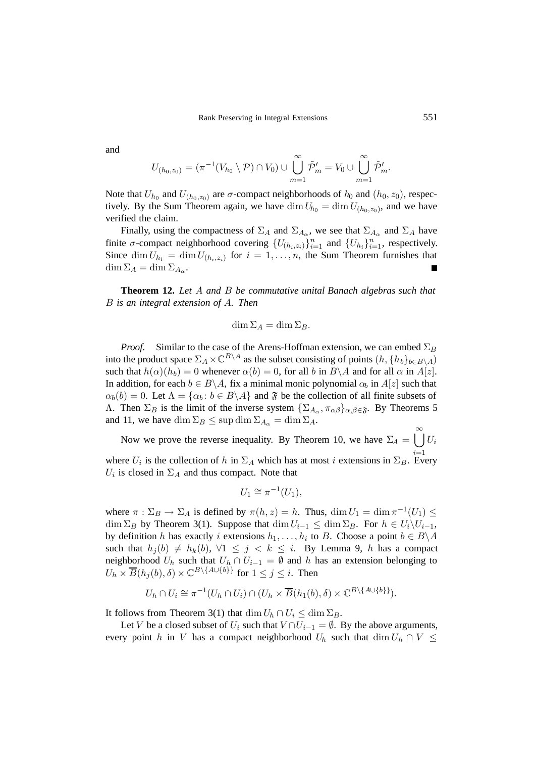and

$$U_{(h_0,z_0)} = (\pi^{-1}(V_{h_0} \setminus \mathcal{P}) \cap V_0) \cup \bigcup_{m=1}^{\infty} \tilde{\mathcal{P}}'_m = V_0 \cup \bigcup_{m=1}^{\infty} \tilde{\mathcal{P}}'_m.$$

Note that $U_{h_0}$ and $U_{(h_0,z_0)}$ are $\sigma$-compact neighborhoods of $h_0$ and $(h_0, z_0)$, respectively. By the Sum Theorem again, we have $\dim U_{h_0} = \dim U_{(h_0,z_0)}$, and we have verified the claim.

Finally, using the compactness of $\Sigma_A$ and $\Sigma_{A_\alpha}$, we see that $\Sigma_{A_\alpha}$ and $\Sigma_A$ have finite $\sigma$-compact neighborhood covering $\{U_{(h_i,z_i)}\}_{i=1}^n$ and $\{U_{h_i}\}_{i=1}^n$, respectively. Since $\dim U_{h_i} = \dim U_{(h_i,z_i)}$ for $i = 1, \dots, n$, the Sum Theorem furnishes that $\dim \Sigma_A = \dim \Sigma_{A_\alpha}$. ■

**Theorem 12.** *Let $A$ and $B$ be commutative unital Banach algebras such that $B$ is an integral extension of $A$. Then*

$$\dim \Sigma_A = \dim \Sigma_B.$$

*Proof.* Similar to the case of the Arens-Hoffman extension, we can embed $\Sigma_B$ into the product space $\Sigma_A \times \mathbb{C}^{B \setminus A}$ as the subset consisting of points $(h, \{h_b\}_{b \in B \setminus A})$ such that $h(\alpha)(h_b) = 0$ whenever $\alpha(b) = 0$, for all $b$ in $B \setminus A$ and for all $\alpha$ in $A[z]$. In addition, for each $b \in B \setminus A$, fix a minimal monic polynomial $\alpha_b$ in $A[z]$ such that $\alpha_b(b) = 0$. Let $\Lambda = \{\alpha_b \colon b \in B \setminus A\}$ and $\mathfrak{F}$ be the collection of all finite subsets of $\Lambda$. Then $\Sigma_B$ is the limit of the inverse system $\{\Sigma_{A_\alpha}, \pi_{\alpha\beta}\}_{\alpha,\beta \in \mathfrak{F}}$. By Theorems 5 and 11, we have $\dim \Sigma_B \leq \sup \dim \Sigma_{A_\alpha} = \dim \Sigma_A$.

Now we prove the reverse inequality. By Theorem 10, we have $\Sigma_A = \bigcup_{i=1}^{\infty} U_i$ where $U_i$ is the collection of $h$ in $\Sigma_A$ which has at most $i$ extensions in $\Sigma_B$. Every $U_i$ is closed in $\Sigma_A$ and thus compact. Note that

$$U_1 \cong \pi^{-1}(U_1),$$

where $\pi : \Sigma_B \to \Sigma_A$ is defined by $\pi(h, z) = h$. Thus, $\dim U_1 = \dim \pi^{-1}(U_1) \leq \dim \Sigma_B$ by Theorem 3(1). Suppose that $\dim U_{i-1} \leq \dim \Sigma_B$. For $h \in U_i \setminus U_{i-1}$, by definition $h$ has exactly $i$ extensions $h_1, \dots, h_i$ to $B$. Choose a point $b \in B \setminus A$ such that $h_j(b) \neq h_k(b)$, $\forall 1 \leq j < k \leq i$. By Lemma 9, $h$ has a compact neighborhood $U_h$ such that $U_h \cap U_{i-1} = \emptyset$ and $h$ has an extension belonging to $U_h \times \overline{B}(h_j(b), \delta) \times \mathbb{C}^{B \setminus \{A \cup \{b\}\}}$ for $1 \leq j \leq i$. Then

$$U_h \cap U_i \cong \pi^{-1}(U_h \cap U_i) \cap (U_h \times \overline{B}(h_1(b), \delta) \times \mathbb{C}^{B \setminus \{A \cup \{b\}\}}).$$

It follows from Theorem 3(1) that $\dim U_h \cap U_i \leq \dim \Sigma_B$.

Let $V$ be a closed subset of $U_i$ such that $V \cap U_{i-1} = \emptyset$. By the above arguments, every point $h$ in $V$ has a compact neighborhood $U_h$ such that $\dim U_h \cap V \leq$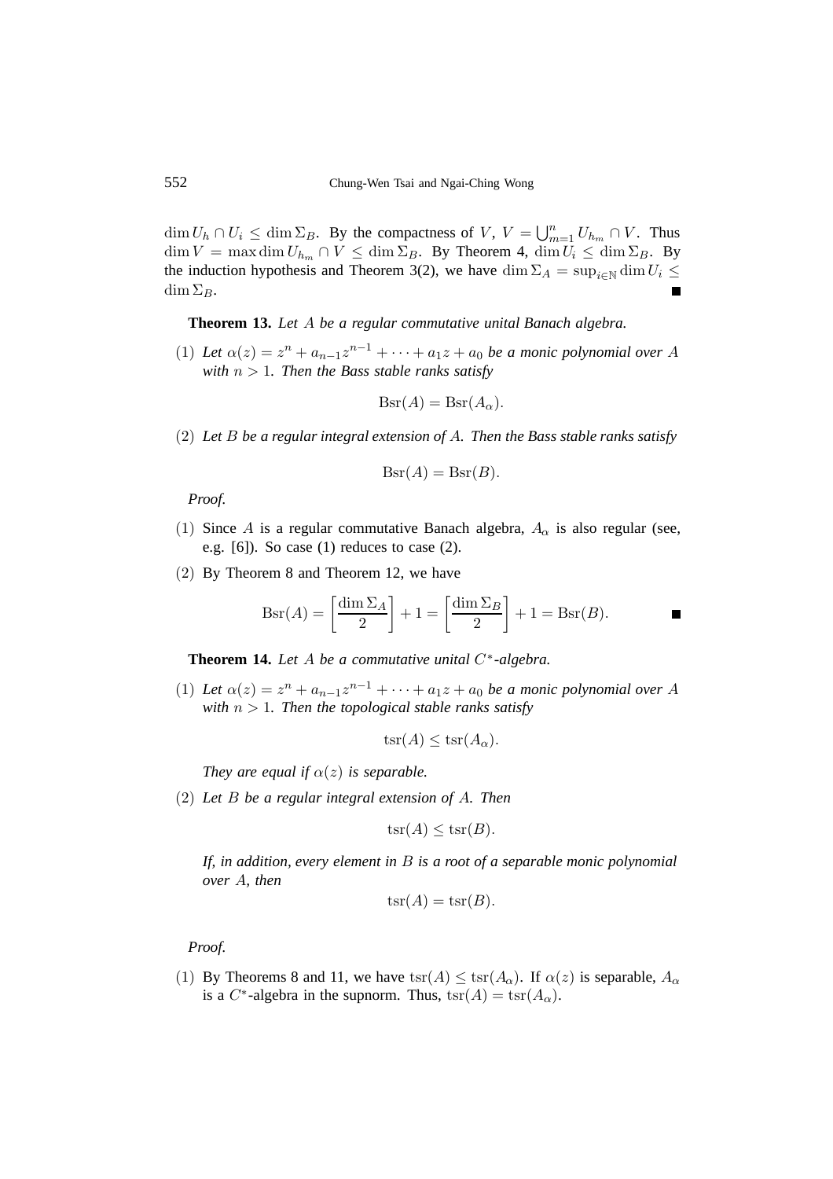$\dim U_h \cap U_i \leq \dim \Sigma_B$. By the compactness of $V$, $V = \bigcup_{m=1}^{n} U_{h_m} \cap V$. Thus $\dim V = \max \dim U_{h_m} \cap V \leq \dim \Sigma_B$. By Theorem 4, $\dim U_i \leq \dim \Sigma_B$. By the induction hypothesis and Theorem 3(2), we have $\dim \Sigma_A = \sup_{i \in \mathbb{N}} \dim U_i \leq \dim \Sigma_B$. ∎

**Theorem 13.** *Let $A$ be a regular commutative unital Banach algebra.*

(1) *Let $\alpha(z) = z^n + a_{n-1}z^{n-1} + \cdots + a_1 z + a_0$ be a monic polynomial over $A$ with $n > 1$. Then the Bass stable ranks satisfy*

$$\mathrm{Bsr}(A) = \mathrm{Bsr}(A_\alpha).$$

(2) *Let $B$ be a regular integral extension of $A$. Then the Bass stable ranks satisfy*

$$\mathrm{Bsr}(A) = \mathrm{Bsr}(B).$$

*Proof.*

(1) Since $A$ is a regular commutative Banach algebra, $A_\alpha$ is also regular (see, e.g. [6]). So case (1) reduces to case (2).

(2) By Theorem 8 and Theorem 12, we have

$$\mathrm{Bsr}(A) = \left[\frac{\dim \Sigma_A}{2}\right] + 1 = \left[\frac{\dim \Sigma_B}{2}\right] + 1 = \mathrm{Bsr}(B).$$ ∎

**Theorem 14.** *Let $A$ be a commutative unital $C^*$-algebra.*

(1) *Let $\alpha(z) = z^n + a_{n-1}z^{n-1} + \cdots + a_1 z + a_0$ be a monic polynomial over $A$ with $n > 1$. Then the topological stable ranks satisfy*

$$\mathrm{tsr}(A) \leq \mathrm{tsr}(A_\alpha).$$

*They are equal if $\alpha(z)$ is separable.*

(2) *Let $B$ be a regular integral extension of $A$. Then*

$$\mathrm{tsr}(A) \leq \mathrm{tsr}(B).$$

*If, in addition, every element in $B$ is a root of a separable monic polynomial over $A$, then*

$$\mathrm{tsr}(A) = \mathrm{tsr}(B).$$

*Proof.*

(1) By Theorems 8 and 11, we have $\mathrm{tsr}(A) \leq \mathrm{tsr}(A_\alpha)$. If $\alpha(z)$ is separable, $A_\alpha$ is a $C^*$-algebra in the supnorm. Thus, $\mathrm{tsr}(A) = \mathrm{tsr}(A_\alpha)$.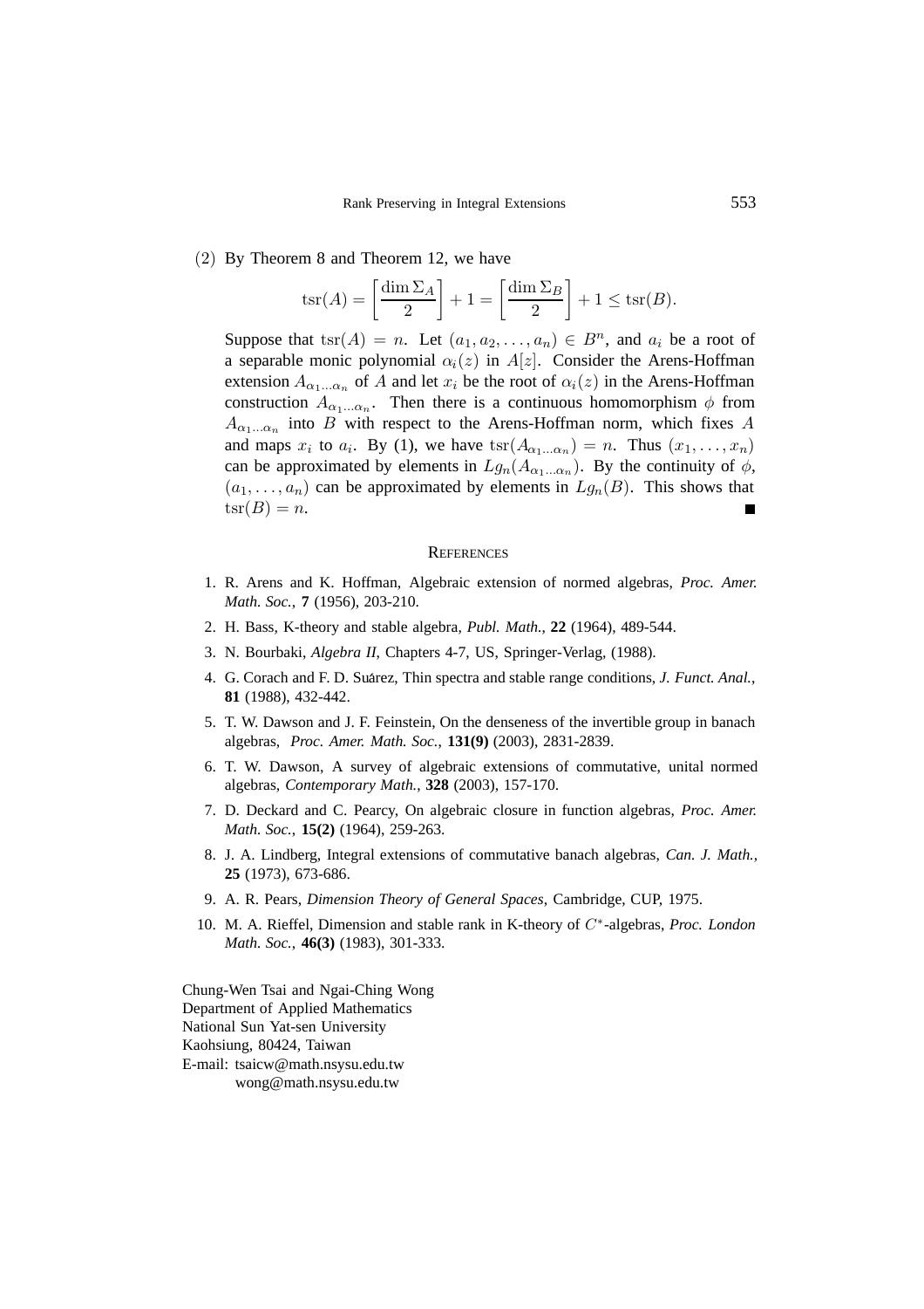(2) By Theorem 8 and Theorem 12, we have

$$\operatorname{tsr}(A) = \left[\frac{\dim \Sigma_A}{2}\right] + 1 = \left[\frac{\dim \Sigma_B}{2}\right] + 1 \leq \operatorname{tsr}(B).$$

Suppose that $\operatorname{tsr}(A) = n$. Let $(a_1, a_2, \ldots, a_n) \in B^n$, and $a_i$ be a root of a separable monic polynomial $\alpha_i(z)$ in $A[z]$. Consider the Arens-Hoffman extension $A_{\alpha_1 \ldots \alpha_n}$ of $A$ and let $x_i$ be the root of $\alpha_i(z)$ in the Arens-Hoffman construction $A_{\alpha_1 \ldots \alpha_n}$. Then there is a continuous homomorphism $\phi$ from $A_{\alpha_1 \ldots \alpha_n}$ into $B$ with respect to the Arens-Hoffman norm, which fixes $A$ and maps $x_i$ to $a_i$. By (1), we have $\operatorname{tsr}(A_{\alpha_1 \ldots \alpha_n}) = n$. Thus $(x_1, \ldots, x_n)$ can be approximated by elements in $Lg_n(A_{\alpha_1 \ldots \alpha_n})$. By the continuity of $\phi$, $(a_1, \ldots, a_n)$ can be approximated by elements in $Lg_n(B)$. This shows that $\operatorname{tsr}(B) = n$. ∎

## References

1. R. Arens and K. Hoffman, Algebraic extension of normed algebras, *Proc. Amer. Math. Soc.*, **7** (1956), 203-210.
2. H. Bass, K-theory and stable algebra, *Publ. Math.*, **22** (1964), 489-544.
3. N. Bourbaki, *Algebra II*, Chapters 4-7, US, Springer-Verlag, (1988).
4. G. Corach and F. D. Suárez, Thin spectra and stable range conditions, *J. Funct. Anal.*, **81** (1988), 432-442.
5. T. W. Dawson and J. F. Feinstein, On the denseness of the invertible group in banach algebras, *Proc. Amer. Math. Soc.*, **131(9)** (2003), 2831-2839.
6. T. W. Dawson, A survey of algebraic extensions of commutative, unital normed algebras, *Contemporary Math.*, **328** (2003), 157-170.
7. D. Deckard and C. Pearcy, On algebraic closure in function algebras, *Proc. Amer. Math. Soc.*, **15(2)** (1964), 259-263.
8. J. A. Lindberg, Integral extensions of commutative banach algebras, *Can. J. Math.*, **25** (1973), 673-686.
9. A. R. Pears, *Dimension Theory of General Spaces*, Cambridge, CUP, 1975.
10. M. A. Rieffel, Dimension and stable rank in K-theory of $C^*$-algebras, *Proc. London Math. Soc.*, **46(3)** (1983), 301-333.

Chung-Wen Tsai and Ngai-Ching Wong
Department of Applied Mathematics
National Sun Yat-sen University
Kaohsiung, 80424, Taiwan
E-mail: tsaicw@math.nsysu.edu.tw
wong@math.nsysu.edu.tw